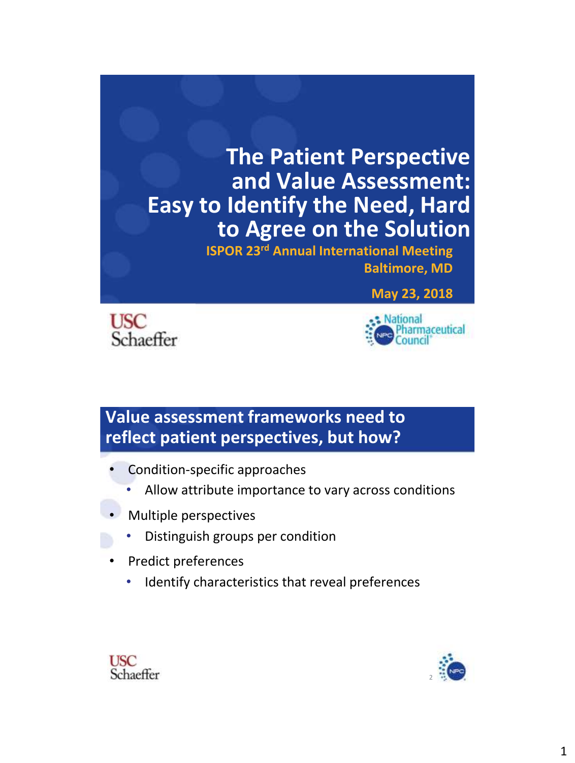# The Patient Perspective and Value Assessment: Easy to Identify the Need, Hard to Agree on the Solution

**ISPOR 23rd Annual International Meeting**
**Baltimore, MD**

**May 23, 2018**

USC Schaeffer

National Pharmaceutical Council

## Value assessment frameworks need to reflect patient perspectives, but how?

- Condition-specific approaches
  - Allow attribute importance to vary across conditions
- Multiple perspectives
  - Distinguish groups per condition
- Predict preferences
  - Identify characteristics that reveal preferences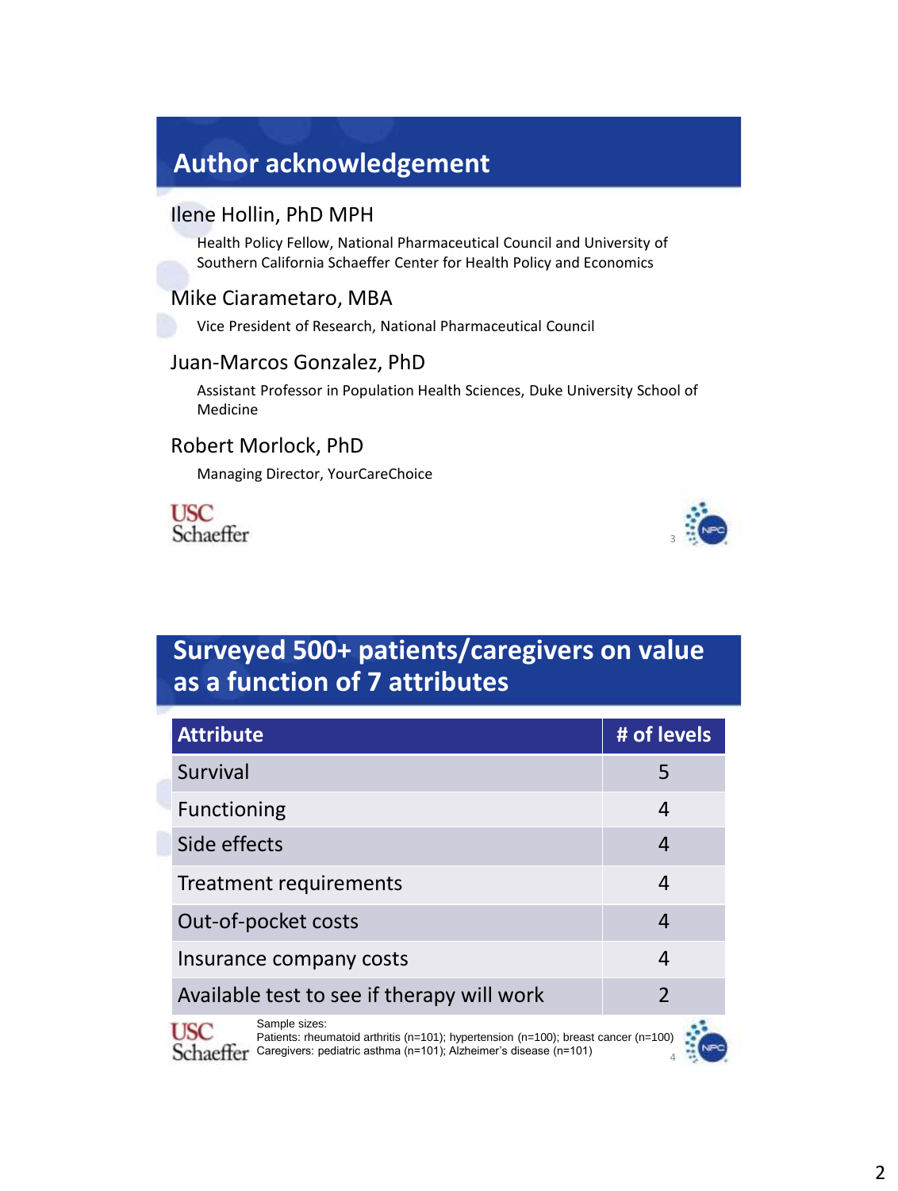## Author acknowledgement

Ilene Hollin, PhD MPH

Health Policy Fellow, National Pharmaceutical Council and University of Southern California Schaeffer Center for Health Policy and Economics

Mike Ciarametaro, MBA

Vice President of Research, National Pharmaceutical Council

Juan-Marcos Gonzalez, PhD

Assistant Professor in Population Health Sciences, Duke University School of Medicine

Robert Morlock, PhD

Managing Director, YourCareChoice

## Surveyed 500+ patients/caregivers on value as a function of 7 attributes

| Attribute | # of levels |
|---|---|
| Survival | 5 |
| Functioning | 4 |
| Side effects | 4 |
| Treatment requirements | 4 |
| Out-of-pocket costs | 4 |
| Insurance company costs | 4 |
| Available test to see if therapy will work | 2 |

Sample sizes:
Patients: rheumatoid arthritis (n=101); hypertension (n=100); breast cancer (n=100)
Caregivers: pediatric asthma (n=101); Alzheimer's disease (n=101)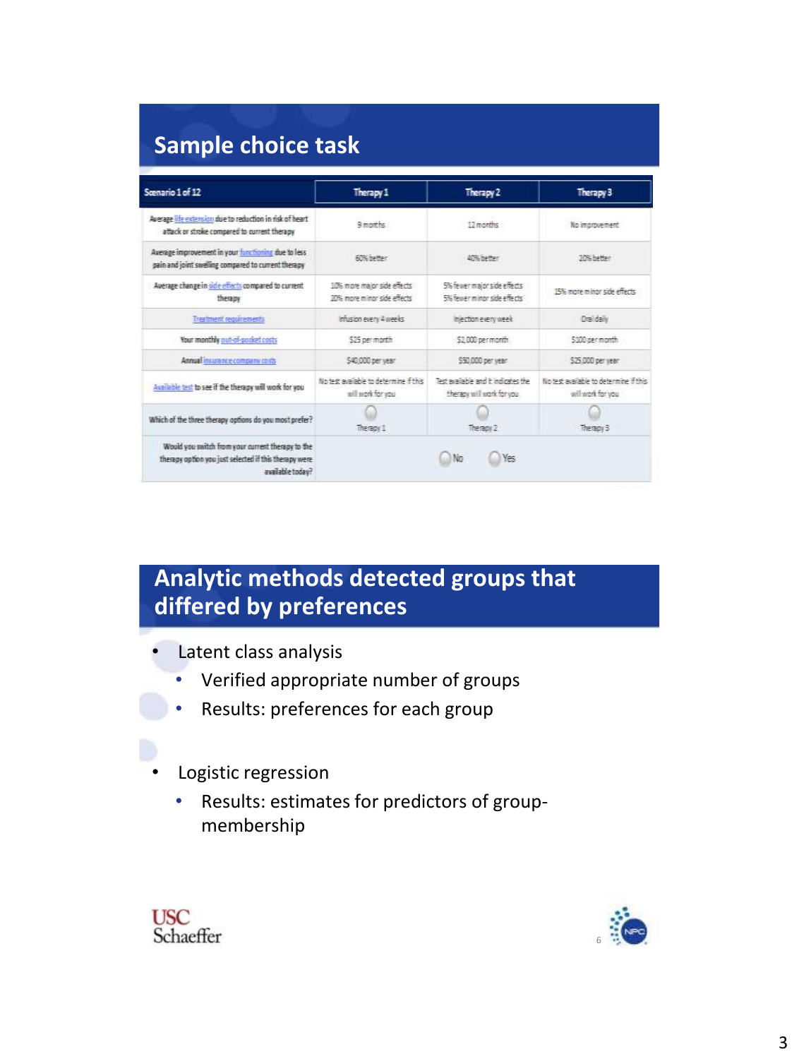## Sample choice task

| Scenario 1 of 12 | Therapy 1 | Therapy 2 | Therapy 3 |
|---|---|---|---|
| Average life extension due to reduction in risk of heart attack or stroke compared to current therapy | 9 months | 12 months | No improvement |
| Average improvement in your functioning due to less pain and joint swelling compared to current therapy | 60% better | 40% better | 20% better |
| Average change in side effects compared to current therapy | 10% more major side effects 20% more minor side effects | 5% fewer major side effects 5% fewer minor side effects | 15% more minor side effects |
| Treatment requirements | Infusion every 4 weeks | Injection every week | Oral daily |
| Your monthly out-of-pocket costs | $25 per month | $2,000 per month | $100 per month |
| Annual insurance company costs | $40,000 per year | $50,000 per year | $25,000 per year |
| Available test to see if the therapy will work for you | No test available to determine if this will work for you | Test available and it indicates the therapy will work for you | No test available to determine if this will work for you |
| Which of the three therapy options do you most prefer? | Therapy 1 | Therapy 2 | Therapy 3 |
| Would you switch from your current therapy to the therapy option you just selected if this therapy were available today? | | No Yes | |

## Analytic methods detected groups that differed by preferences

- Latent class analysis
  - Verified appropriate number of groups
  - Results: preferences for each group
- Logistic regression
  - Results: estimates for predictors of group-membership

USC Schaeffer

NPC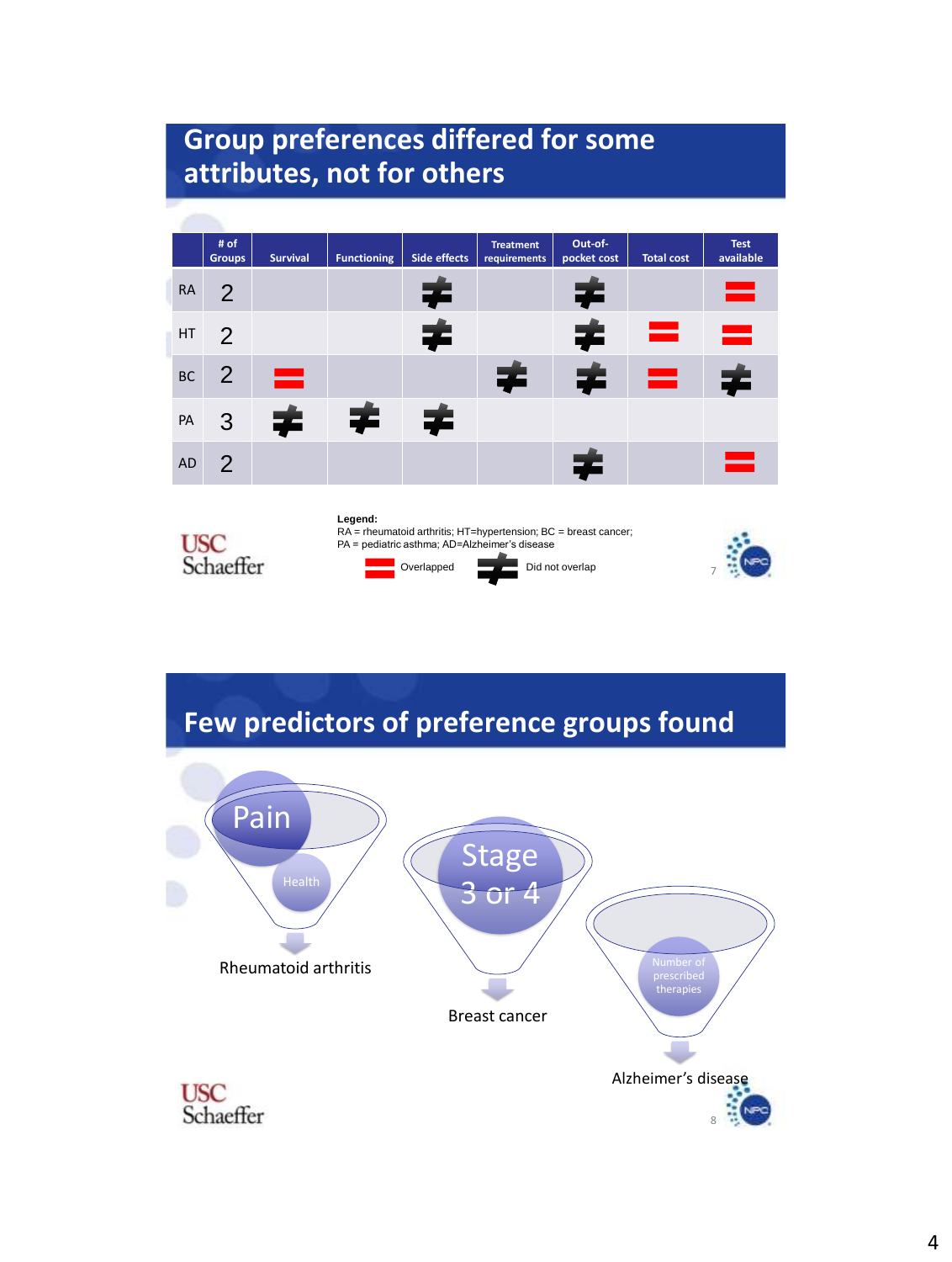## Group preferences differed for some attributes, not for others

| | # of Groups | Survival | Functioning | Side effects | Treatment requirements | Out-of-pocket cost | Total cost | Test available |
|---|---|---|---|---|---|---|---|---|
| RA | 2 | | | ≠ | | ≠ | | = |
| HT | 2 | | | ≠ | | ≠ | = | = |
| BC | 2 | = | | | ≠ | ≠ | = | ≠ |
| PA | 3 | ≠ | ≠ | ≠ | | | | |
| AD | 2 | | | | | ≠ | | = |

**Legend:**
RA = rheumatoid arthritis; HT=hypertension; BC = breast cancer; PA = pediatric asthma; AD=Alzheimer's disease

= Overlapped ≠ Did not overlap

## Few predictors of preference groups found

- Rheumatoid arthritis: Pain, Health
- Breast cancer: Stage 3 or 4
- Alzheimer's disease: Number of prescribed therapies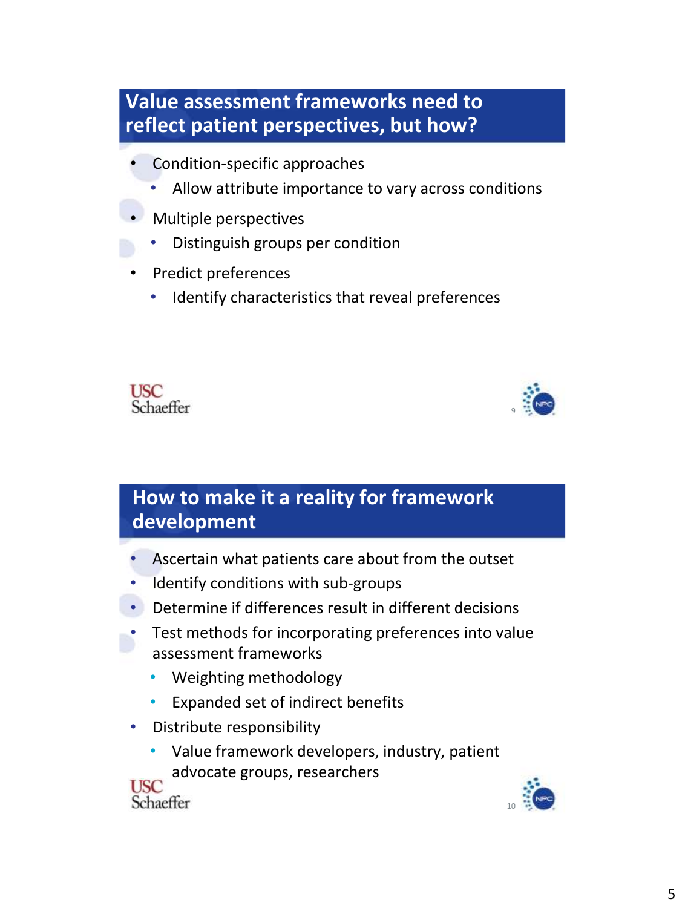## Value assessment frameworks need to reflect patient perspectives, but how?

- Condition-specific approaches
  - Allow attribute importance to vary across conditions
- Multiple perspectives
  - Distinguish groups per condition
- Predict preferences
  - Identify characteristics that reveal preferences

USC Schaeffer

## How to make it a reality for framework development

- Ascertain what patients care about from the outset
- Identify conditions with sub-groups
- Determine if differences result in different decisions
- Test methods for incorporating preferences into value assessment frameworks
  - Weighting methodology
  - Expanded set of indirect benefits
- Distribute responsibility
  - Value framework developers, industry, patient advocate groups, researchers

USC Schaeffer